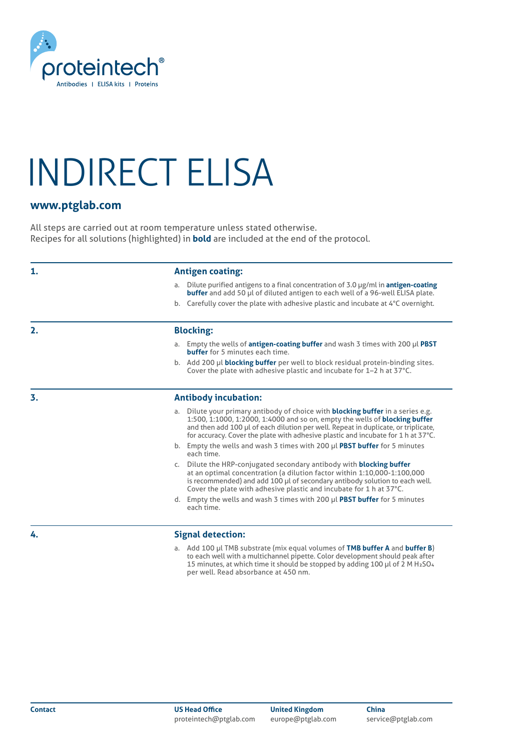proteintech®

Antibodies | ELISA kits | Proteins

# INDIRECT ELISA

## www.ptglab.com

All steps are carried out at room temperature unless stated otherwise.
Recipes for all solutions (highlighted) in **bold** are included at the end of the protocol.

### 1. Antigen coating:

a. Dilute purified antigens to a final concentration of 3.0 µg/ml in **antigen-coating buffer** and add 50 µl of diluted antigen to each well of a 96-well ELISA plate.

b. Carefully cover the plate with adhesive plastic and incubate at 4°C overnight.

### 2. Blocking:

a. Empty the wells of **antigen-coating buffer** and wash 3 times with 200 µl **PBST buffer** for 5 minutes each time.

b. Add 200 µl **blocking buffer** per well to block residual protein-binding sites. Cover the plate with adhesive plastic and incubate for 1–2 h at 37°C.

### 3. Antibody incubation:

a. Dilute your primary antibody of choice with **blocking buffer** in a series e.g. 1:500, 1:1000, 1:2000, 1:4000 and so on, empty the wells of **blocking buffer** and then add 100 µl of each dilution per well. Repeat in duplicate, or triplicate, for accuracy. Cover the plate with adhesive plastic and incubate for 1 h at 37°C.

b. Empty the wells and wash 3 times with 200 µl **PBST buffer** for 5 minutes each time.

c. Dilute the HRP-conjugated secondary antibody with **blocking buffer** at an optimal concentration (a dilution factor within 1:10,000-1:100,000 is recommended) and add 100 µl of secondary antibody solution to each well. Cover the plate with adhesive plastic and incubate for 1 h at 37°C.

d. Empty the wells and wash 3 times with 200 µl **PBST buffer** for 5 minutes each time.

### 4. Signal detection:

a. Add 100 µl TMB substrate (mix equal volumes of **TMB buffer A** and **buffer B**) to each well with a multichannel pipette. Color development should peak after 15 minutes, at which time it should be stopped by adding 100 µl of 2 M $H_2SO_4$ per well. Read absorbance at 450 nm.

**Contact**

**US Head Office**
proteintech@ptglab.com

**United Kingdom**
europe@ptglab.com

**China**
service@ptglab.com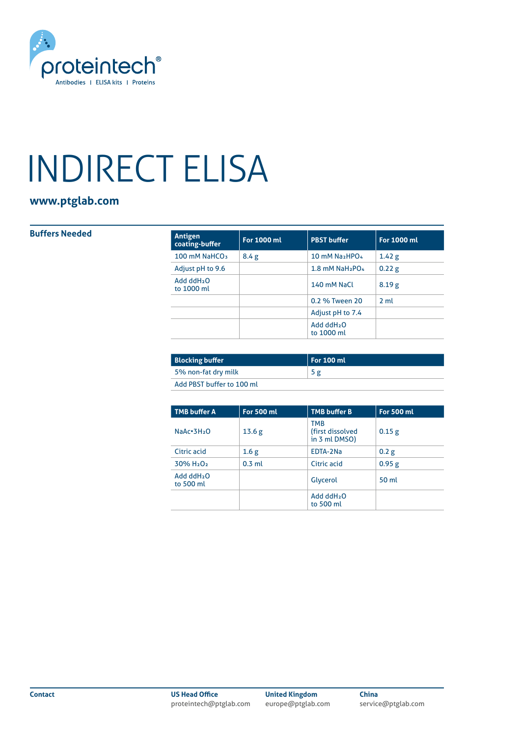proteintech®
Antibodies | ELISA kits | Proteins

# INDIRECT ELISA

**www.ptglab.com**

## Buffers Needed

| Antigen coating-buffer | For 1000 ml | PBST buffer | For 1000 ml |
|---|---|---|---|
| 100 mM $NaHCO_3$ | 8.4 g | 10 mM $Na_2HPO_4$ | 1.42 g |
| Adjust pH to 9.6 | | 1.8 mM $NaH_2PO_4$ | 0.22 g |
| Add $ddH_2O$ to 1000 ml | | 140 mM NaCl | 8.19 g |
| | | 0.2 % Tween 20 | 2 ml |
| | | Adjust pH to 7.4 | |
| | | Add $ddH_2O$ to 1000 ml | |

| Blocking buffer | For 100 ml |
|---|---|
| 5% non-fat dry milk | 5 g |
| Add PBST buffer to 100 ml | |

| TMB buffer A | For 500 ml | TMB buffer B | For 500 ml |
|---|---|---|---|
| $NaAc{\cdot}3H_2O$ | 13.6 g | TMB (first dissolved in 3 ml DMSO) | 0.15 g |
| Citric acid | 1.6 g | EDTA-2Na | 0.2 g |
| 30% $H_2O_2$ | 0.3 ml | Citric acid | 0.95 g |
| Add $ddH_2O$ to 500 ml | | Glycerol | 50 ml |
| | | Add $ddH_2O$ to 500 ml | |

**Contact**

**US Head Office**
proteintech@ptglab.com

**United Kingdom**
europe@ptglab.com

**China**
service@ptglab.com